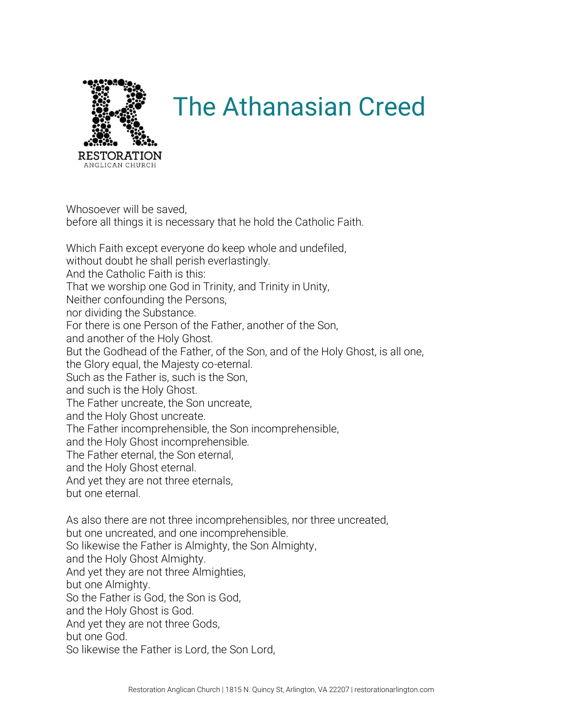RESTORATION
ANGLICAN CHURCH

# The Athanasian Creed

Whosoever will be saved,
before all things it is necessary that he hold the Catholic Faith.

Which Faith except everyone do keep whole and undefiled,
without doubt he shall perish everlastingly.
And the Catholic Faith is this:
That we worship one God in Trinity, and Trinity in Unity,
Neither confounding the Persons,
nor dividing the Substance.
For there is one Person of the Father, another of the Son,
and another of the Holy Ghost.
But the Godhead of the Father, of the Son, and of the Holy Ghost, is all one,
the Glory equal, the Majesty co-eternal.
Such as the Father is, such is the Son,
and such is the Holy Ghost.
The Father uncreate, the Son uncreate,
and the Holy Ghost uncreate.
The Father incomprehensible, the Son incomprehensible,
and the Holy Ghost incomprehensible.
The Father eternal, the Son eternal,
and the Holy Ghost eternal.
And yet they are not three eternals,
but one eternal.

As also there are not three incomprehensibles, nor three uncreated,
but one uncreated, and one incomprehensible.
So likewise the Father is Almighty, the Son Almighty,
and the Holy Ghost Almighty.
And yet they are not three Almighties,
but one Almighty.
So the Father is God, the Son is God,
and the Holy Ghost is God.
And yet they are not three Gods,
but one God.
So likewise the Father is Lord, the Son Lord,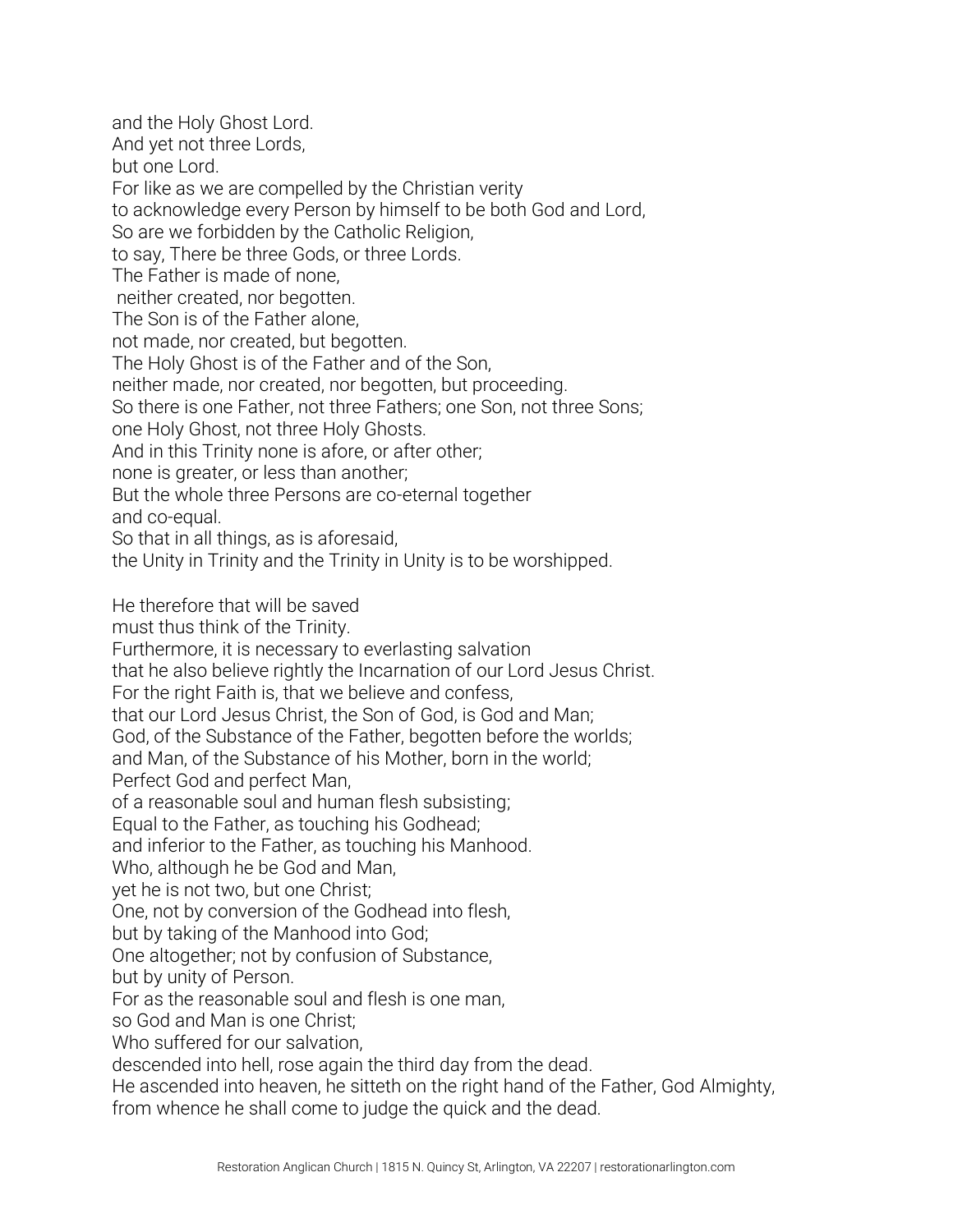and the Holy Ghost Lord.
And yet not three Lords,
but one Lord.
For like as we are compelled by the Christian verity
to acknowledge every Person by himself to be both God and Lord,
So are we forbidden by the Catholic Religion,
to say, There be three Gods, or three Lords.
The Father is made of none,
neither created, nor begotten.
The Son is of the Father alone,
not made, nor created, but begotten.
The Holy Ghost is of the Father and of the Son,
neither made, nor created, nor begotten, but proceeding.
So there is one Father, not three Fathers; one Son, not three Sons;
one Holy Ghost, not three Holy Ghosts.
And in this Trinity none is afore, or after other;
none is greater, or less than another;
But the whole three Persons are co-eternal together
and co-equal.
So that in all things, as is aforesaid,
the Unity in Trinity and the Trinity in Unity is to be worshipped.

He therefore that will be saved
must thus think of the Trinity.
Furthermore, it is necessary to everlasting salvation
that he also believe rightly the Incarnation of our Lord Jesus Christ.
For the right Faith is, that we believe and confess,
that our Lord Jesus Christ, the Son of God, is God and Man;
God, of the Substance of the Father, begotten before the worlds;
and Man, of the Substance of his Mother, born in the world;
Perfect God and perfect Man,
of a reasonable soul and human flesh subsisting;
Equal to the Father, as touching his Godhead;
and inferior to the Father, as touching his Manhood.
Who, although he be God and Man,
yet he is not two, but one Christ;
One, not by conversion of the Godhead into flesh,
but by taking of the Manhood into God;
One altogether; not by confusion of Substance,
but by unity of Person.
For as the reasonable soul and flesh is one man,
so God and Man is one Christ;
Who suffered for our salvation,
descended into hell, rose again the third day from the dead.
He ascended into heaven, he sitteth on the right hand of the Father, God Almighty,
from whence he shall come to judge the quick and the dead.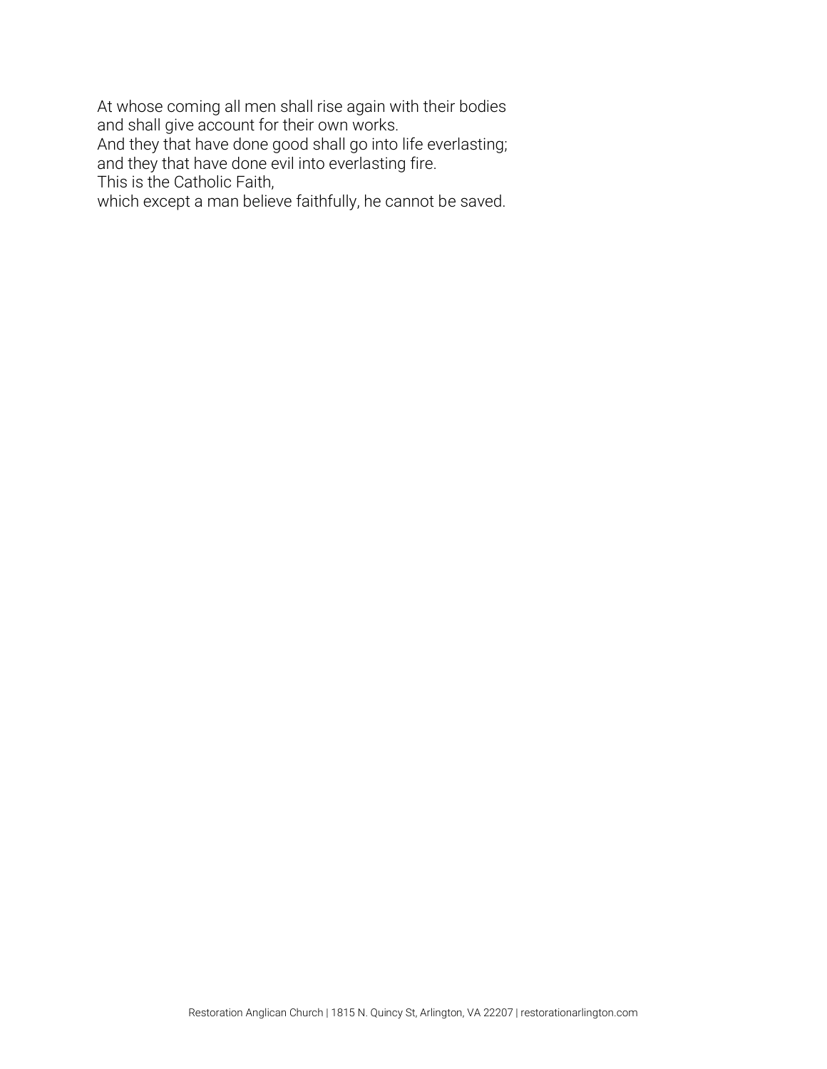At whose coming all men shall rise again with their bodies
and shall give account for their own works.
And they that have done good shall go into life everlasting;
and they that have done evil into everlasting fire.
This is the Catholic Faith,
which except a man believe faithfully, he cannot be saved.